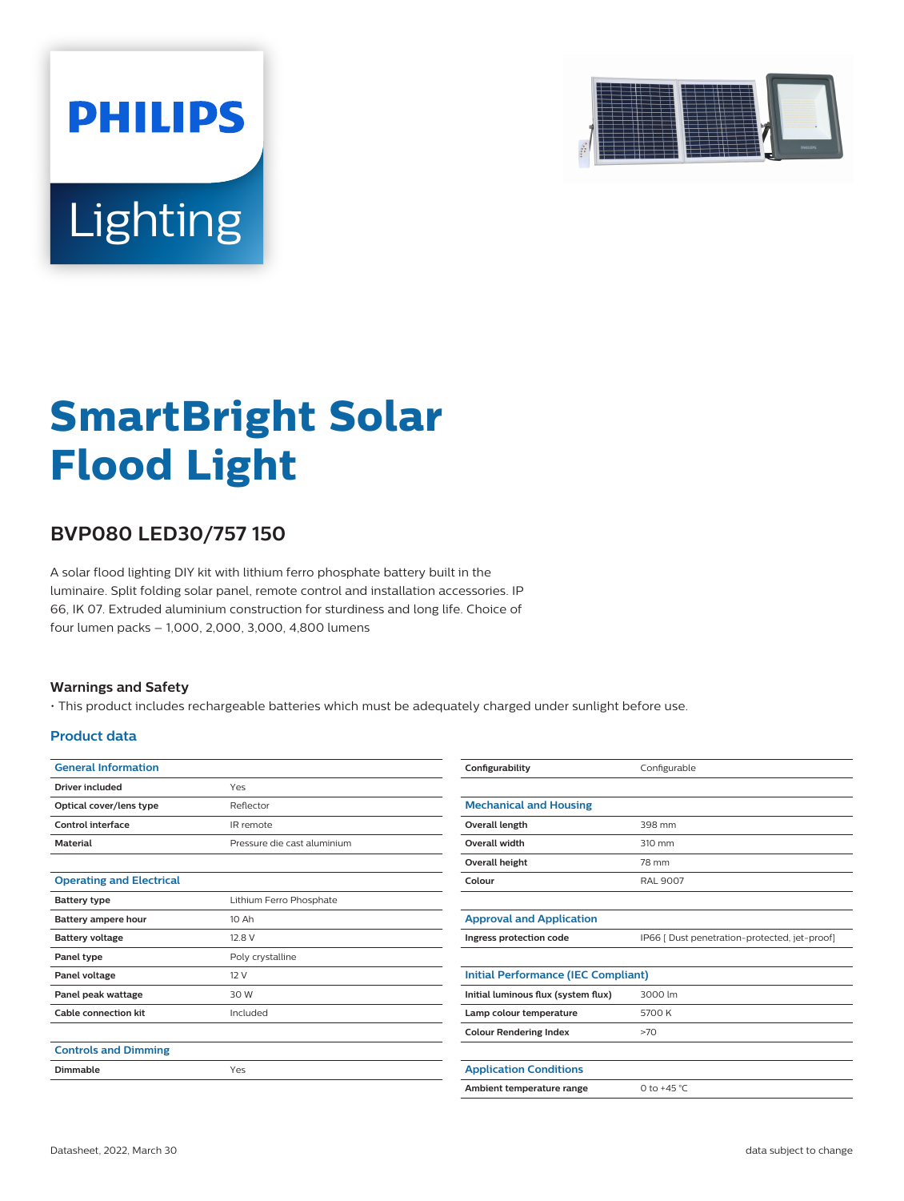# SmartBright Solar Flood Light

## BVP080 LED30/757 150

A solar flood lighting DIY kit with lithium ferro phosphate battery built in the luminaire. Split folding solar panel, remote control and installation accessories. IP 66, IK 07. Extruded aluminium construction for sturdiness and long life. Choice of four lumen packs – 1,000, 2,000, 3,000, 4,800 lumens

### Warnings and Safety

- This product includes rechargeable batteries which must be adequately charged under sunlight before use.

### Product data

| General Information | |
|---|---|
| Driver included | Yes |
| Optical cover/lens type | Reflector |
| Control interface | IR remote |
| Material | Pressure die cast aluminium |

| Operating and Electrical | |
|---|---|
| Battery type | Lithium Ferro Phosphate |
| Battery ampere hour | 10 Ah |
| Battery voltage | 12.8 V |
| Panel type | Poly crystalline |
| Panel voltage | 12 V |
| Panel peak wattage | 30 W |
| Cable connection kit | Included |

| Controls and Dimming | |
|---|---|
| Dimmable | Yes |
| Configurability | Configurable |

| Mechanical and Housing | |
|---|---|
| Overall length | 398 mm |
| Overall width | 310 mm |
| Overall height | 78 mm |
| Colour | RAL 9007 |

| Approval and Application | |
|---|---|
| Ingress protection code | IP66 [ Dust penetration-protected, jet-proof] |

| Initial Performance (IEC Compliant) | |
|---|---|
| Initial luminous flux (system flux) | 3000 lm |
| Lamp colour temperature | 5700 K |
| Colour Rendering Index | >70 |

| Application Conditions | |
|---|---|
| Ambient temperature range | 0 to +45 °C |

Datasheet, 2022, March 30 — data subject to change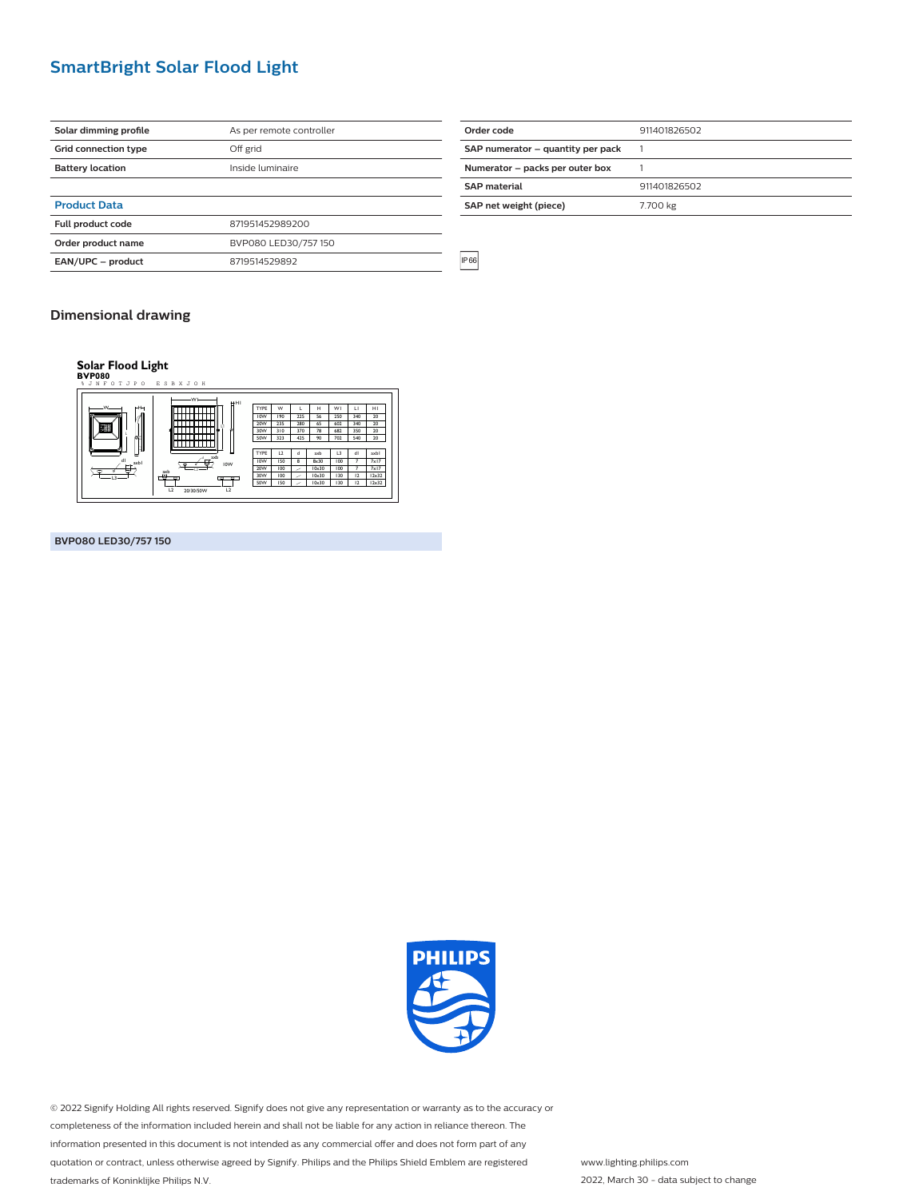## SmartBright Solar Flood Light

| | |
|---|---|
| **Solar dimming profile** | As per remote controller |
| **Grid connection type** | Off grid |
| **Battery location** | Inside luminaire |

### Product Data

| | |
|---|---|
| **Full product code** | 871951452989200 |
| **Order product name** | BVP080 LED30/757 150 |
| **EAN/UPC – product** | 8719514529892 |

| | |
|---|---|
| **Order code** | 911401826502 |
| **SAP numerator – quantity per pack** | 1 |
| **Numerator – packs per outer box** | 1 |
| **SAP material** | 911401826502 |
| **SAP net weight (piece)** | 7.700 kg |

IP66

## Dimensional drawing

**Solar Flood Light**
**BVP080**

| TYPE | W | L | H | W1 | L1 | H1 |
|---|---|---|---|---|---|---|
| 10W | 190 | 225 | 56 | 250 | 340 | 20 |
| 20W | 235 | 280 | 65 | 402 | 340 | 20 |
| 30W | 310 | 370 | 78 | 682 | 350 | 20 |
| 50W | 323 | 425 | 90 | 702 | 540 | 20 |

| TYPE | L2 | d | axb | L3 | d1 | axb1 |
|---|---|---|---|---|---|---|
| 10W | 150 | 8 | 8x30 | 100 | 7 | 7x17 |
| 20W | 100 | / | 10x30 | 100 | 7 | 7x17 |
| 30W | 100 | / | 10x30 | 130 | 12 | 12x32 |
| 50W | 150 | / | 10x30 | 130 | 12 | 12x32 |

10W

20/30/50W

**BVP080 LED30/757 150**

© 2022 Signify Holding All rights reserved. Signify does not give any representation or warranty as to the accuracy or completeness of the information included herein and shall not be liable for any action in reliance thereon. The information presented in this document is not intended as any commercial offer and does not form part of any quotation or contract, unless otherwise agreed by Signify. Philips and the Philips Shield Emblem are registered trademarks of Koninklijke Philips N.V.

www.lighting.philips.com

2022, March 30 - data subject to change